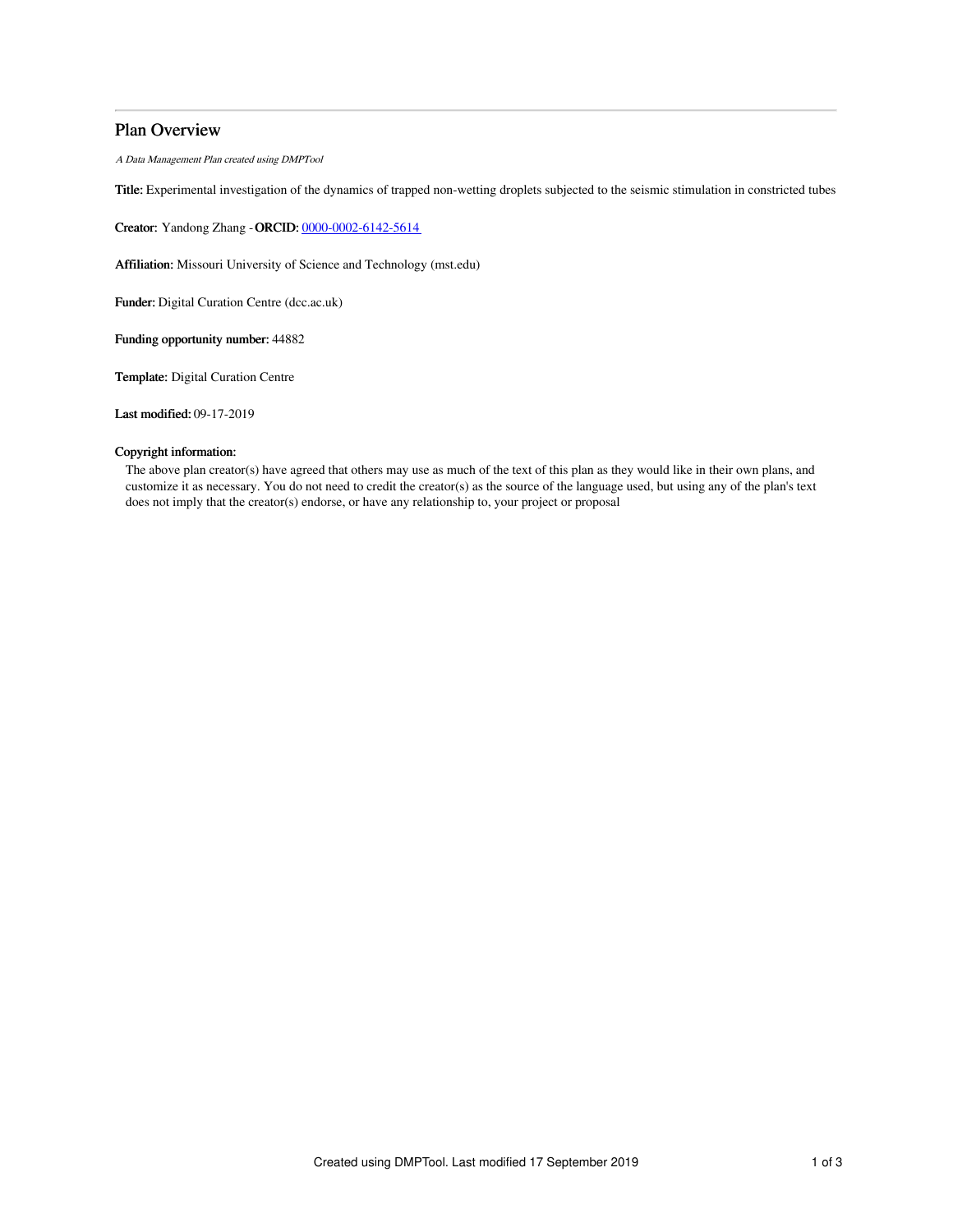## Plan Overview

*A Data Management Plan created using DMPTool*

**Title:** Experimental investigation of the dynamics of trapped non-wetting droplets subjected to the seismic stimulation in constricted tubes

**Creator:** Yandong Zhang - **ORCID:** 0000-0002-6142-5614

**Affiliation:** Missouri University of Science and Technology (mst.edu)

**Funder:** Digital Curation Centre (dcc.ac.uk)

**Funding opportunity number:** 44882

**Template:** Digital Curation Centre

**Last modified:** 09-17-2019

**Copyright information:**

The above plan creator(s) have agreed that others may use as much of the text of this plan as they would like in their own plans, and customize it as necessary. You do not need to credit the creator(s) as the source of the language used, but using any of the plan's text does not imply that the creator(s) endorse, or have any relationship to, your project or proposal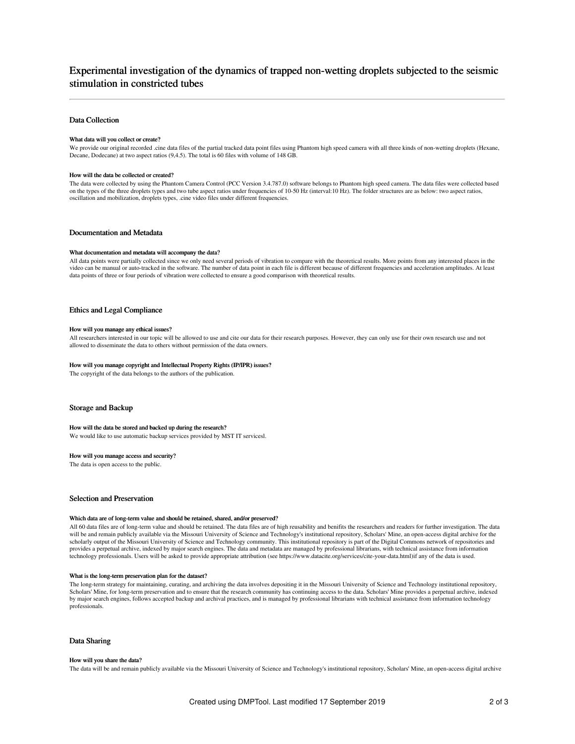# Experimental investigation of the dynamics of trapped non-wetting droplets subjected to the seismic stimulation in constricted tubes

## Data Collection

### What data will you collect or create?

We provide our original recorded .cine data files of the partial tracked data point files using Phantom high speed camera with all three kinds of non-wetting droplets (Hexane, Decane, Dodecane) at two aspect ratios (9,4.5). The total is 60 files with volume of 148 GB.

### How will the data be collected or created?

The data were collected by using the Phantom Camera Control (PCC Version 3.4.787.0) software belongs to Phantom high speed camera. The data files were collected based on the types of the three droplets types and two tube aspect ratios under frequencies of 10-50 Hz (interval:10 Hz). The folder structures are as below: two aspect ratios, oscillation and mobilization, droplets types, .cine video files under different frequencies.

## Documentation and Metadata

### What documentation and metadata will accompany the data?

All data points were partially collected since we only need several periods of vibration to compare with the theoretical results. More points from any interested places in the video can be manual or auto-tracked in the software. The number of data point in each file is different because of different frequencies and acceleration amplitudes. At least data points of three or four periods of vibration were collected to ensure a good comparison with theoretical results.

## Ethics and Legal Compliance

### How will you manage any ethical issues?

All researchers interested in our topic will be allowed to use and cite our data for their research purposes. However, they can only use for their own research use and not allowed to disseminate the data to others without permission of the data owners.

### How will you manage copyright and Intellectual Property Rights (IP/IPR) issues?

The copyright of the data belongs to the authors of the publication.

## Storage and Backup

### How will the data be stored and backed up during the research?

We would like to use automatic backup services provided by MST IT servicesl.

### How will you manage access and security?

The data is open access to the public.

## Selection and Preservation

### Which data are of long-term value and should be retained, shared, and/or preserved?

All 60 data files are of long-term value and should be retained. The data files are of high reusability and benifits the researchers and readers for further investigation. The data will be and remain publicly available via the Missouri University of Science and Technology's institutional repository, Scholars' Mine, an open-access digital archive for the scholarly output of the Missouri University of Science and Technology community. This institutional repository is part of the Digital Commons network of repositories and provides a perpetual archive, indexed by major search engines. The data and metadata are managed by professional librarians, with technical assistance from information technology professionals. Users will be asked to provide appropriate attribution (see https://www.datacite.org/services/cite-your-data.html)if any of the data is used.

### What is the long-term preservation plan for the dataset?

The long-term strategy for maintaining, curating, and archiving the data involves depositing it in the Missouri University of Science and Technology institutional repository, Scholars' Mine, for long-term preservation and to ensure that the research community has continuing access to the data. Scholars' Mine provides a perpetual archive, indexed by major search engines, follows accepted backup and archival practices, and is managed by professional librarians with technical assistance from information technology professionals.

## Data Sharing

### How will you share the data?

The data will be and remain publicly available via the Missouri University of Science and Technology's institutional repository, Scholars' Mine, an open-access digital archive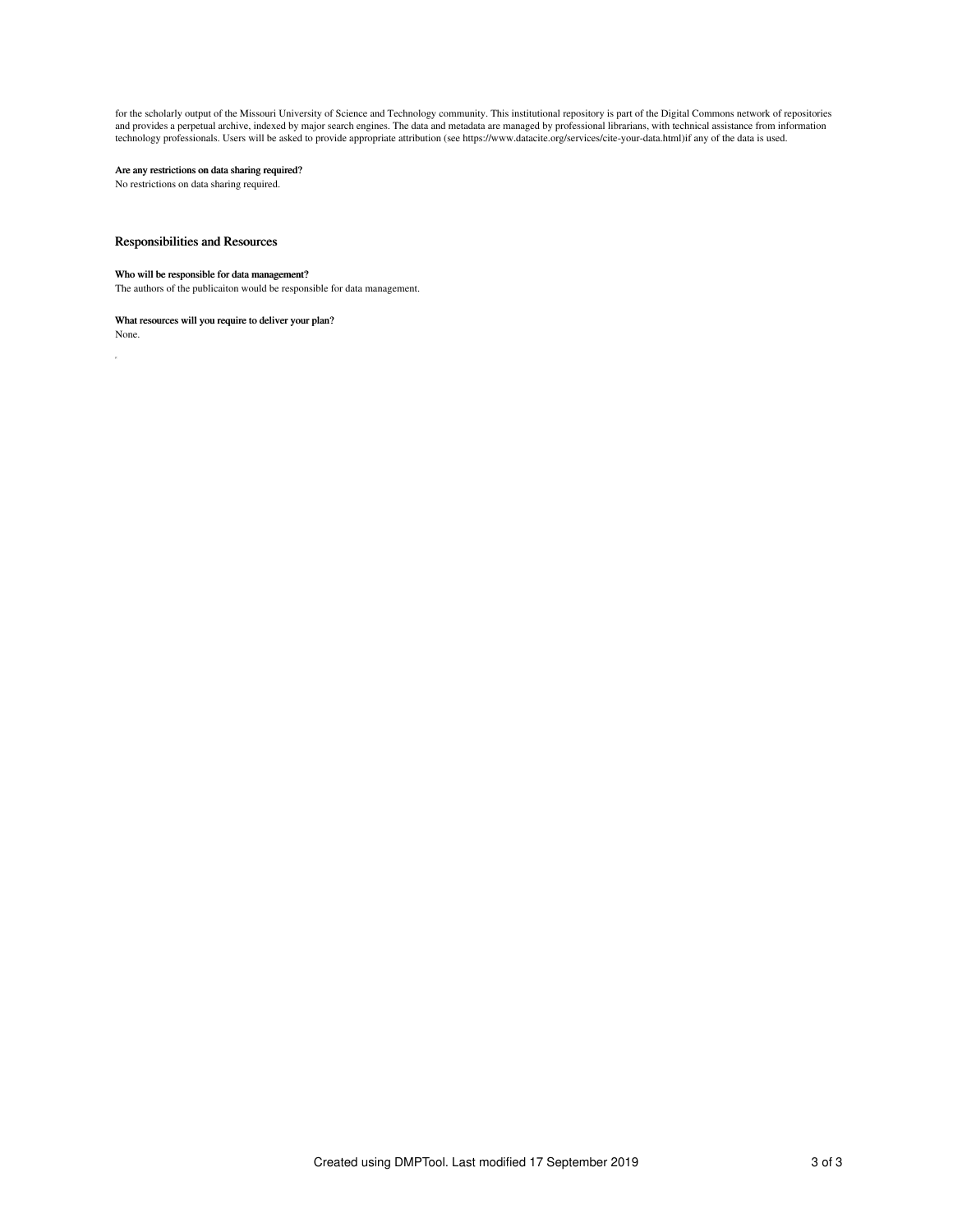for the scholarly output of the Missouri University of Science and Technology community. This institutional repository is part of the Digital Commons network of repositories and provides a perpetual archive, indexed by major search engines. The data and metadata are managed by professional librarians, with technical assistance from information technology professionals. Users will be asked to provide appropriate attribution (see https://www.datacite.org/services/cite-your-data.html)if any of the data is used.

**Are any restrictions on data sharing required?**

No restrictions on data sharing required.

## Responsibilities and Resources

**Who will be responsible for data management?**

The authors of the publicaiton would be responsible for data management.

**What resources will you require to deliver your plan?**

None.